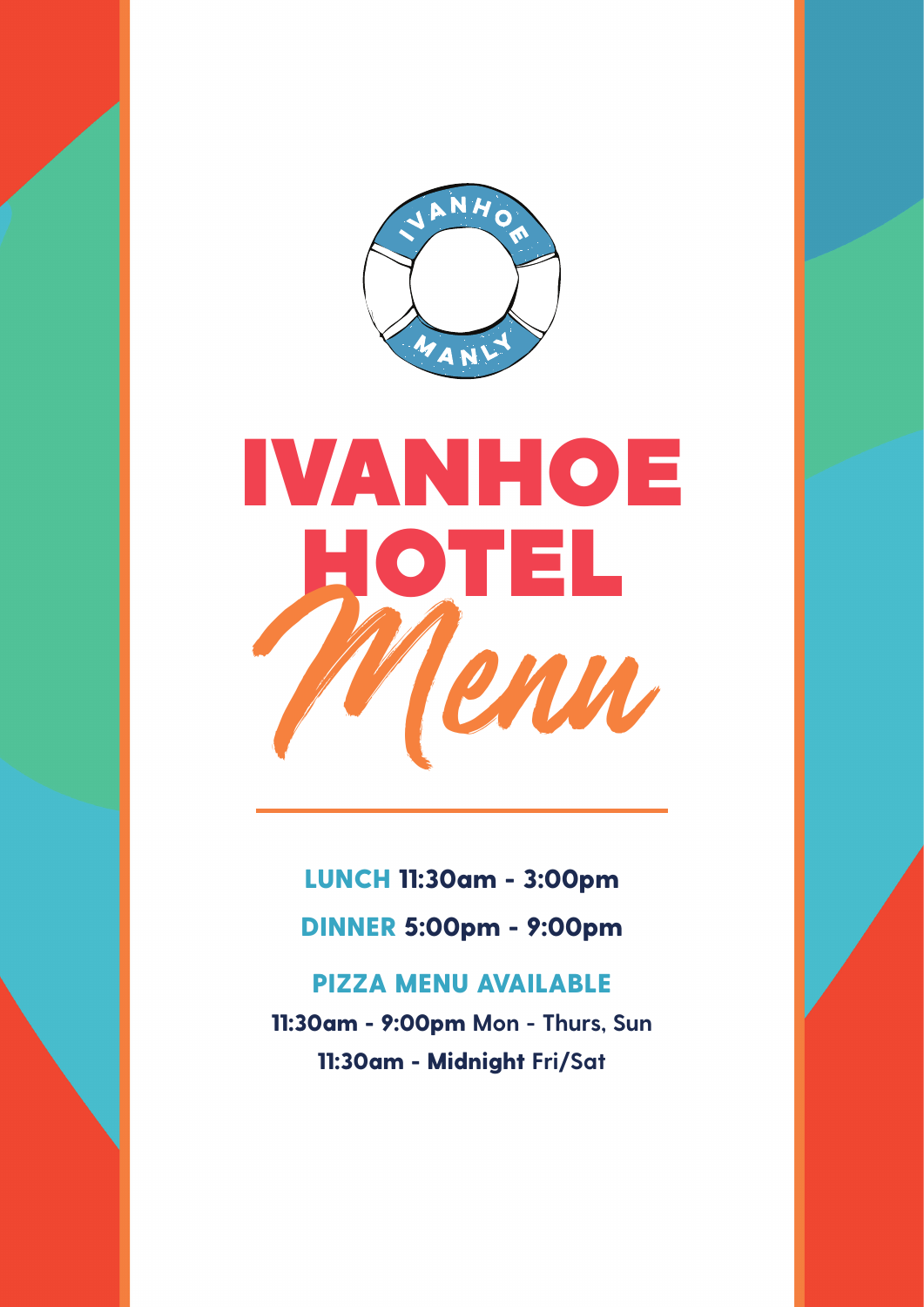IVANHOE MANLY

# IVANHOE HOTEL

## Menu

**LUNCH** 11:30am - 3:00pm

**DINNER** 5:00pm - 9:00pm

**PIZZA MENU AVAILABLE**

**11:30am - 9:00pm** Mon - Thurs, Sun

**11:30am - Midnight** Fri/Sat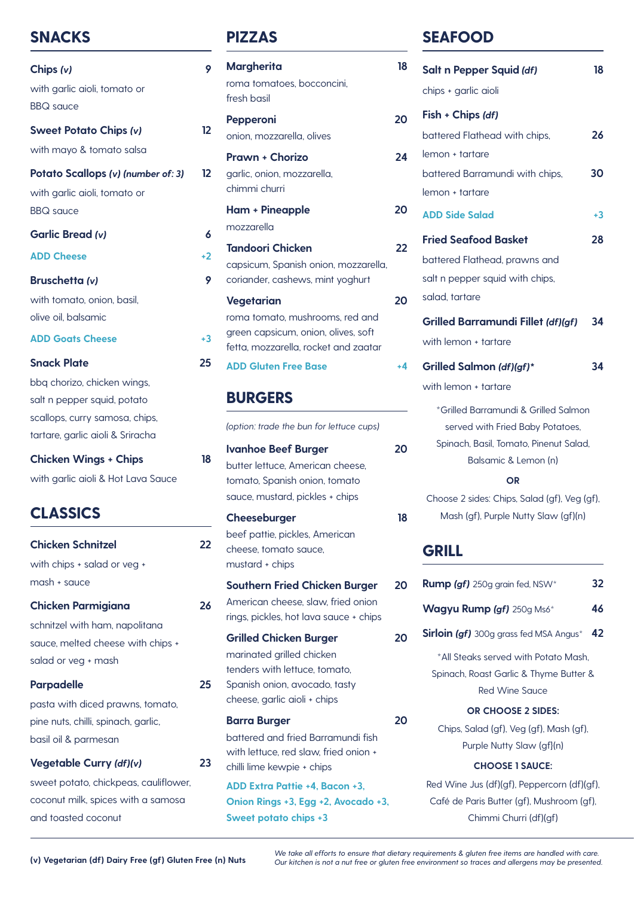## SNACKS

**Chips *(v)*** 9
with garlic aioli, tomato or BBQ sauce

**Sweet Potato Chips *(v)*** 12
with mayo & tomato salsa

**Potato Scallops *(v) (number of: 3)*** 12
with garlic aioli, tomato or BBQ sauce

**Garlic Bread *(v)*** 6
**ADD Cheese** +2

**Bruschetta *(v)*** 9
with tomato, onion, basil, olive oil, balsamic
**ADD Goats Cheese** +3

**Snack Plate** 25
bbq chorizo, chicken wings, salt n pepper squid, potato scallops, curry samosa, chips, tartare, garlic aioli & Sriracha

**Chicken Wings + Chips** 18
with garlic aioli & Hot Lava Sauce

## CLASSICS

**Chicken Schnitzel** 22
with chips + salad or veg + mash + sauce

**Chicken Parmigiana** 26
schnitzel with ham, napolitana sauce, melted cheese with chips + salad or veg + mash

**Parpadelle** 25
pasta with diced prawns, tomato, pine nuts, chilli, spinach, garlic, basil oil & parmesan

**Vegetable Curry *(df)(v)*** 23
sweet potato, chickpeas, cauliflower, coconut milk, spices with a samosa and toasted coconut

## PIZZAS

**Margherita** 18
roma tomatoes, bocconcini, fresh basil

**Pepperoni** 20
onion, mozzarella, olives

**Prawn + Chorizo** 24
garlic, onion, mozzarella, chimmi churri

**Ham + Pineapple** 20
mozzarella

**Tandoori Chicken** 22
capsicum, Spanish onion, mozzarella, coriander, cashews, mint yoghurt

**Vegetarian** 20
roma tomato, mushrooms, red and green capsicum, onion, olives, soft fetta, mozzarella, rocket and zaatar

**ADD Gluten Free Base** +4

## BURGERS

*(option: trade the bun for lettuce cups)*

**Ivanhoe Beef Burger** 20
butter lettuce, American cheese, tomato, Spanish onion, tomato sauce, mustard, pickles + chips

**Cheeseburger** 18
beef pattie, pickles, American cheese, tomato sauce, mustard + chips

**Southern Fried Chicken Burger** 20
American cheese, slaw, fried onion rings, pickles, hot lava sauce + chips

**Grilled Chicken Burger** 20
marinated grilled chicken tenders with lettuce, tomato, Spanish onion, avocado, tasty cheese, garlic aioli + chips

**Barra Burger** 20
battered and fried Barramundi fish with lettuce, red slaw, fried onion + chilli lime kewpie + chips

**ADD Extra Pattie +4, Bacon +3, Onion Rings +3, Egg +2, Avocado +3, Sweet potato chips +3**

## SEAFOOD

**Salt n Pepper Squid *(df)*** 18
chips + garlic aioli

**Fish + Chips *(df)***
battered Flathead with chips, lemon + tartare 26
battered Barramundi with chips, lemon + tartare 30

**ADD Side Salad** +3

**Fried Seafood Basket** 28
battered Flathead, prawns and salt n pepper squid with chips, salad, tartare

**Grilled Barramundi Fillet *(df)(gf)*** 34
with lemon + tartare

**Grilled Salmon *(df)(gf)**** 34
with lemon + tartare

*Grilled Barramundi & Grilled Salmon served with Fried Baby Potatoes, Spinach, Basil, Tomato, Pinenut Salad, Balsamic & Lemon (n)

**OR**

Choose 2 sides: Chips, Salad (gf), Veg (gf), Mash (gf), Purple Nutty Slaw (gf)(n)

## GRILL

**Rump *(gf)*** 250g grain fed, NSW* 32

**Wagyu Rump *(gf)*** 250g Ms6* 46

**Sirloin *(gf)*** 300g grass fed MSA Angus* 42

*All Steaks served with Potato Mash, Spinach, Roast Garlic & Thyme Butter & Red Wine Sauce

**OR CHOOSE 2 SIDES:**

Chips, Salad (gf), Veg (gf), Mash (gf), Purple Nutty Slaw (gf)(n)

**CHOOSE 1 SAUCE:**

Red Wine Jus (df)(gf), Peppercorn (df)(gf), Café de Paris Butter (gf), Mushroom (gf), Chimmi Churri (df)(gf)

**(v) Vegetarian (df) Dairy Free (gf) Gluten Free (n) Nuts**

*We take all efforts to ensure that dietary requirements & gluten free items are handled with care. Our kitchen is not a nut free or gluten free environment so traces and allergens may be presented.*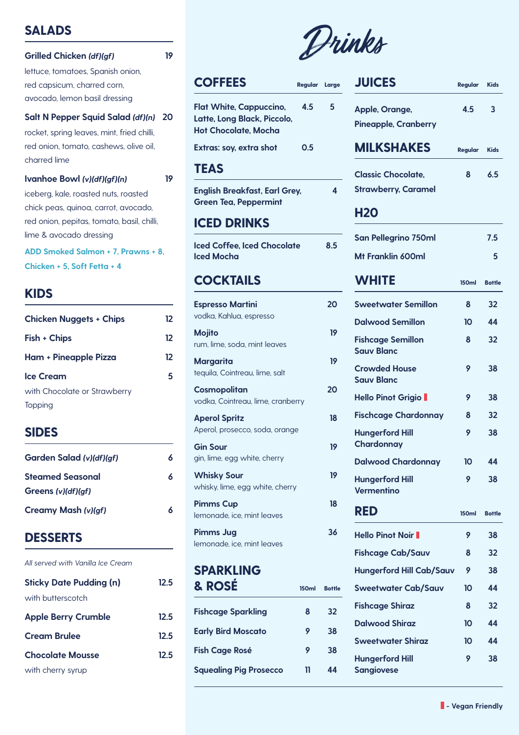## SALADS

**Grilled Chicken *(df)(gf)*** 19
lettuce, tomatoes, Spanish onion, red capsicum, charred corn, avocado, lemon basil dressing

**Salt N Pepper Squid Salad *(df)(n)*** 20
rocket, spring leaves, mint, fried chilli, red onion, tomato, cashews, olive oil, charred lime

**Ivanhoe Bowl *(v)(df)(gf)(n)*** 19
iceberg, kale, roasted nuts, roasted chick peas, quinoa, carrot, avocado, red onion, pepitas, tomato, basil, chilli, lime & avocado dressing

ADD Smoked Salmon + 7, Prawns + 8, Chicken + 5, Soft Fetta + 4

## KIDS

| | |
|---|---|
| Chicken Nuggets + Chips | 12 |
| Fish + Chips | 12 |
| Ham + Pineapple Pizza | 12 |
| Ice Cream<br>with Chocolate or Strawberry Topping | 5 |

## SIDES

| | |
|---|---|
| Garden Salad *(v)(df)(gf)* | 6 |
| Steamed Seasonal Greens *(v)(df)(gf)* | 6 |
| Creamy Mash *(v)(gf)* | 6 |

## DESSERTS

*All served with Vanilla Ice Cream*

| | |
|---|---|
| Sticky Date Pudding (n)<br>with butterscotch | 12.5 |
| Apple Berry Crumble | 12.5 |
| Cream Brulee | 12.5 |
| Chocolate Mousse<br>with cherry syrup | 12.5 |

# Drinks

## COFFEES

| | Regular | Large |
|---|---|---|
| Flat White, Cappuccino, Latte, Long Black, Piccolo, Hot Chocolate, Mocha | 4.5 | 5 |
| Extras: soy, extra shot | 0.5 | |

## TEAS

| | |
|---|---|
| English Breakfast, Earl Grey, Green Tea, Peppermint | 4 |

## ICED DRINKS

| | |
|---|---|
| Iced Coffee, Iced Chocolate Iced Mocha | 8.5 |

## COCKTAILS

| | |
|---|---|
| **Espresso Martini**<br>vodka, Kahlua, espresso | 20 |
| **Mojito**<br>rum, lime, soda, mint leaves | 19 |
| **Margarita**<br>tequila, Cointreau, lime, salt | 19 |
| **Cosmopolitan**<br>vodka, Cointreau, lime, cranberry | 20 |
| **Aperol Spritz**<br>Aperol, prosecco, soda, orange | 18 |
| **Gin Sour**<br>gin, lime, egg white, cherry | 19 |
| **Whisky Sour**<br>whisky, lime, egg white, cherry | 19 |
| **Pimms Cup**<br>lemonade, ice, mint leaves | 18 |
| **Pimms Jug**<br>lemonade, ice, mint leaves | 36 |

## SPARKLING & ROSÉ

| | 150ml | Bottle |
|---|---|---|
| Fishcage Sparkling | 8 | 32 |
| Early Bird Moscato | 9 | 38 |
| Fish Cage Rosé | 9 | 38 |
| Squealing Pig Prosecco | 11 | 44 |

## JUICES

| | Regular | Kids |
|---|---|---|
| Apple, Orange, Pineapple, Cranberry | 4.5 | 3 |

## MILKSHAKES

| | Regular | Kids |
|---|---|---|
| Classic Chocolate, Strawberry, Caramel | 8 | 6.5 |

## H20

| | |
|---|---|
| San Pellegrino 750ml | 7.5 |
| Mt Franklin 600ml | 5 |

## WHITE

| | 150ml | Bottle |
|---|---|---|
| Sweetwater Semillon | 8 | 32 |
| Dalwood Semillon | 10 | 44 |
| Fishcage Semillon Sauv Blanc | 8 | 32 |
| Crowded House Sauv Blanc | 9 | 38 |
| Hello Pinot Grigio ▌ | 9 | 38 |
| Fischcage Chardonnay | 8 | 32 |
| Hungerford Hill Chardonnay | 9 | 38 |
| Dalwood Chardonnay | 10 | 44 |
| Hungerford Hill Vermentino | 9 | 38 |

## RED

| | 150ml | Bottle |
|---|---|---|
| Hello Pinot Noir ▌ | 9 | 38 |
| Fishcage Cab/Sauv | 8 | 32 |
| Hungerford Hill Cab/Sauv | 9 | 38 |
| Sweetwater Cab/Sauv | 10 | 44 |
| Fishcage Shiraz | 8 | 32 |
| Dalwood Shiraz | 10 | 44 |
| Sweetwater Shiraz | 10 | 44 |
| Hungerford Hill Sangiovese | 9 | 38 |

▌ - Vegan Friendly